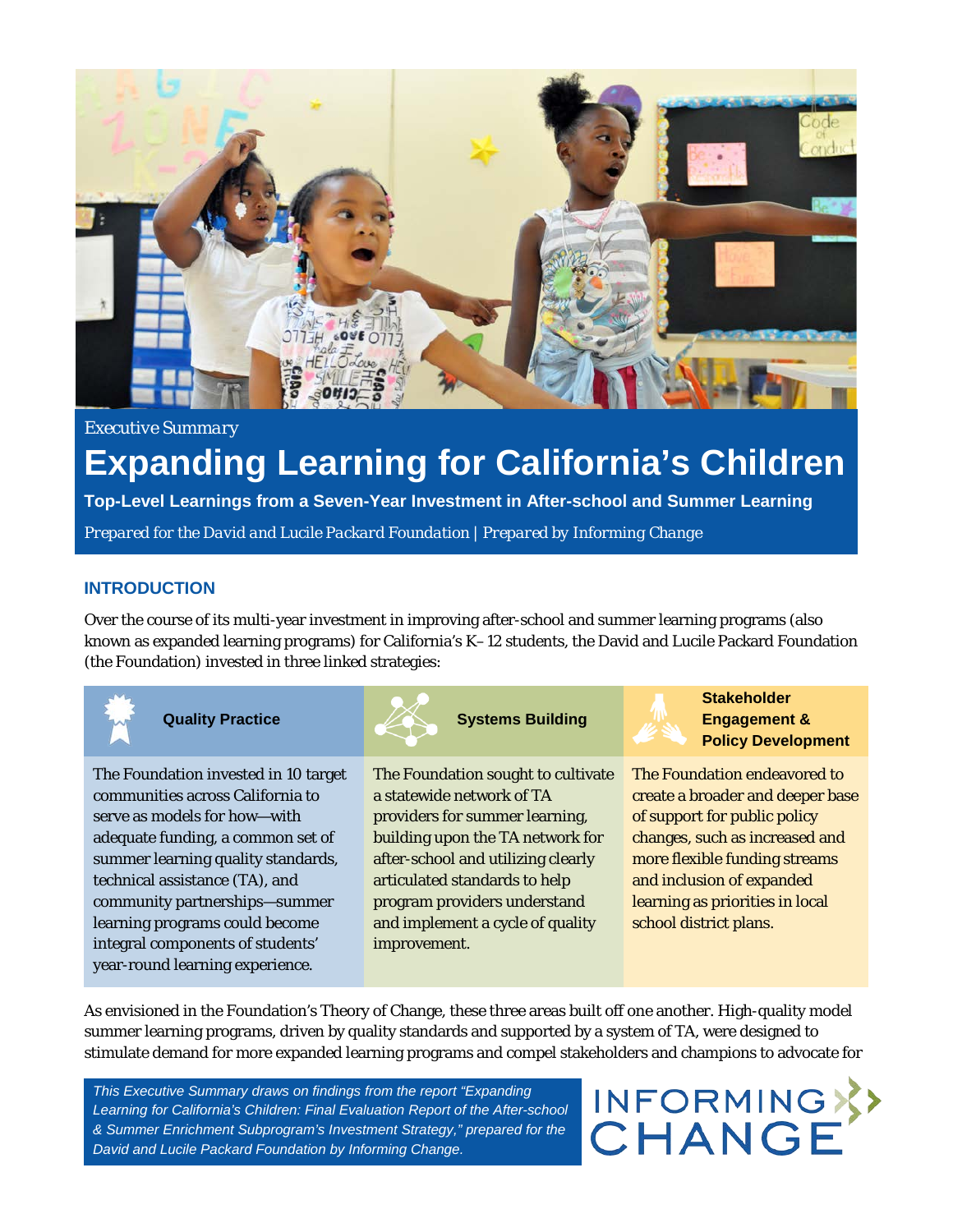*Executive Summary*

# Expanding Learning for California's Children

**Top-Level Learnings from a Seven-Year Investment in After-school and Summer Learning**

*Prepared for the David and Lucile Packard Foundation | Prepared by Informing Change*

## INTRODUCTION

Over the course of its multi-year investment in improving after-school and summer learning programs (also known as expanded learning programs) for California's K–12 students, the David and Lucile Packard Foundation (the Foundation) invested in three linked strategies:

| Quality Practice | Systems Building | Stakeholder Engagement & Policy Development |
| --- | --- | --- |
| The Foundation invested in 10 target communities across California to serve as models for how—with adequate funding, a common set of summer learning quality standards, technical assistance (TA), and community partnerships—summer learning programs could become integral components of students' year-round learning experience. | The Foundation sought to cultivate a statewide network of TA providers for summer learning, building upon the TA network for after-school and utilizing clearly articulated standards to help program providers understand and implement a cycle of quality improvement. | The Foundation endeavored to create a broader and deeper base of support for public policy changes, such as increased and more flexible funding streams and inclusion of expanded learning as priorities in local school district plans. |

As envisioned in the Foundation's Theory of Change, these three areas built off one another. High-quality model summer learning programs, driven by quality standards and supported by a system of TA, were designed to stimulate demand for more expanded learning programs and compel stakeholders and champions to advocate for

*This Executive Summary draws on findings from the report "Expanding Learning for California's Children: Final Evaluation Report of the After-school & Summer Enrichment Subprogram's Investment Strategy," prepared for the David and Lucile Packard Foundation by Informing Change.*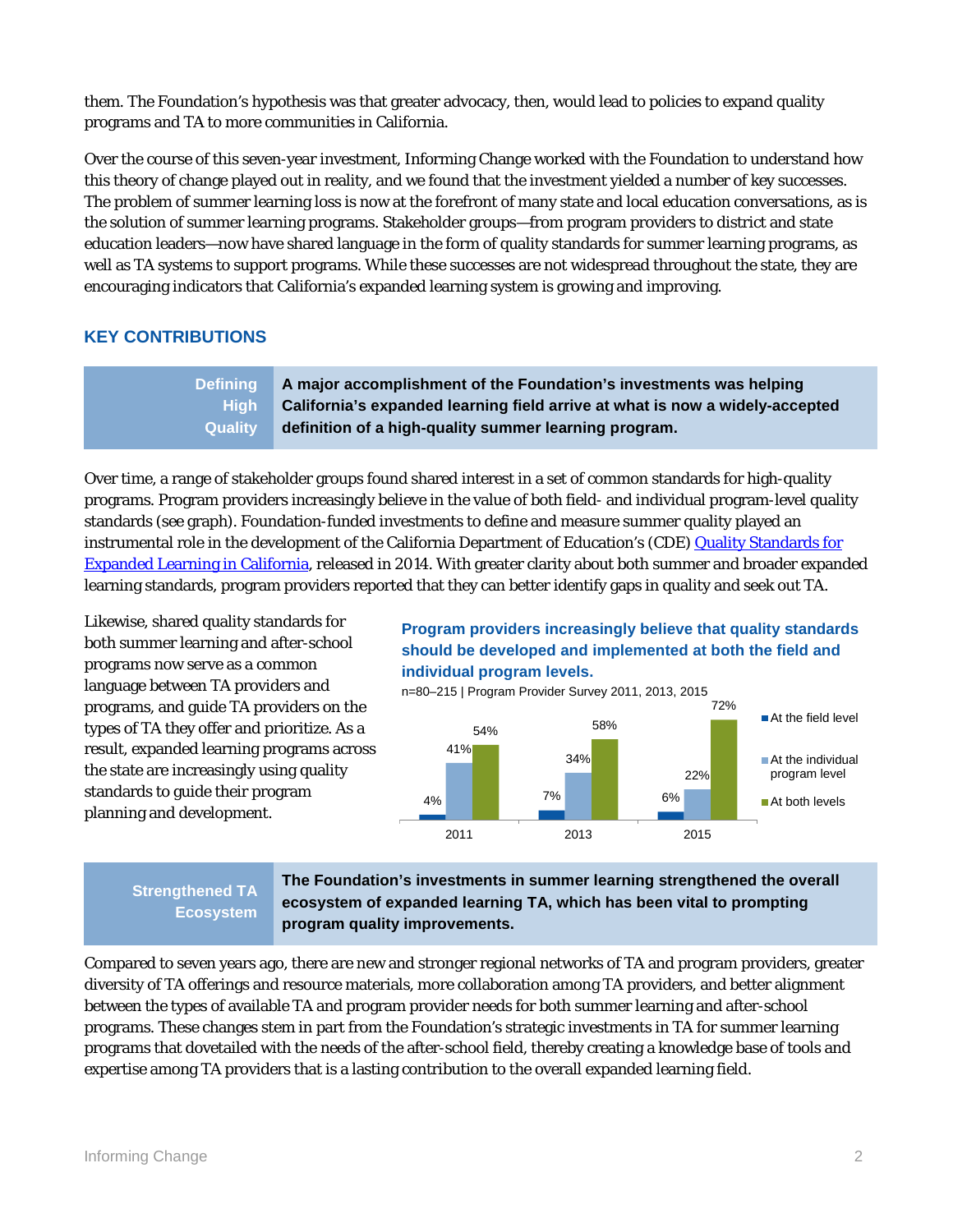them. The Foundation's hypothesis was that greater advocacy, then, would lead to policies to expand quality programs and TA to more communities in California.

Over the course of this seven-year investment, Informing Change worked with the Foundation to understand how this theory of change played out in reality, and we found that the investment yielded a number of key successes. The problem of summer learning loss is now at the forefront of many state and local education conversations, as is the solution of summer learning programs. Stakeholder groups—from program providers to district and state education leaders—now have shared language in the form of quality standards for summer learning programs, as well as TA systems to support programs. While these successes are not widespread throughout the state, they are encouraging indicators that California's expanded learning system is growing and improving.

## KEY CONTRIBUTIONS

**Defining High Quality**

**A major accomplishment of the Foundation's investments was helping California's expanded learning field arrive at what is now a widely-accepted definition of a high-quality summer learning program.**

Over time, a range of stakeholder groups found shared interest in a set of common standards for high-quality programs. Program providers increasingly believe in the value of both field- and individual program-level quality standards (see graph). Foundation-funded investments to define and measure summer quality played an instrumental role in the development of the California Department of Education's (CDE) [Quality Standards for Expanded Learning in California](), released in 2014. With greater clarity about both summer and broader expanded learning standards, program providers reported that they can better identify gaps in quality and seek out TA.

Likewise, shared quality standards for both summer learning and after-school programs now serve as a common language between TA providers and programs, and guide TA providers on the types of TA they offer and prioritize. As a result, expanded learning programs across the state are increasingly using quality standards to guide their program planning and development.

**Program providers increasingly believe that quality standards should be developed and implemented at both the field and individual program levels.**

n=80–215 | Program Provider Survey 2011, 2013, 2015

At the field level
At the individual program level
At both levels

2011: 4%, 41%, 54%
2013: 7%, 34%, 58%
2015: 6%, 22%, 72%

**Strengthened TA Ecosystem**

**The Foundation's investments in summer learning strengthened the overall ecosystem of expanded learning TA, which has been vital to prompting program quality improvements.**

Compared to seven years ago, there are new and stronger regional networks of TA and program providers, greater diversity of TA offerings and resource materials, more collaboration among TA providers, and better alignment between the types of available TA and program provider needs for both summer learning and after-school programs. These changes stem in part from the Foundation's strategic investments in TA for summer learning programs that dovetailed with the needs of the after-school field, thereby creating a knowledge base of tools and expertise among TA providers that is a lasting contribution to the overall expanded learning field.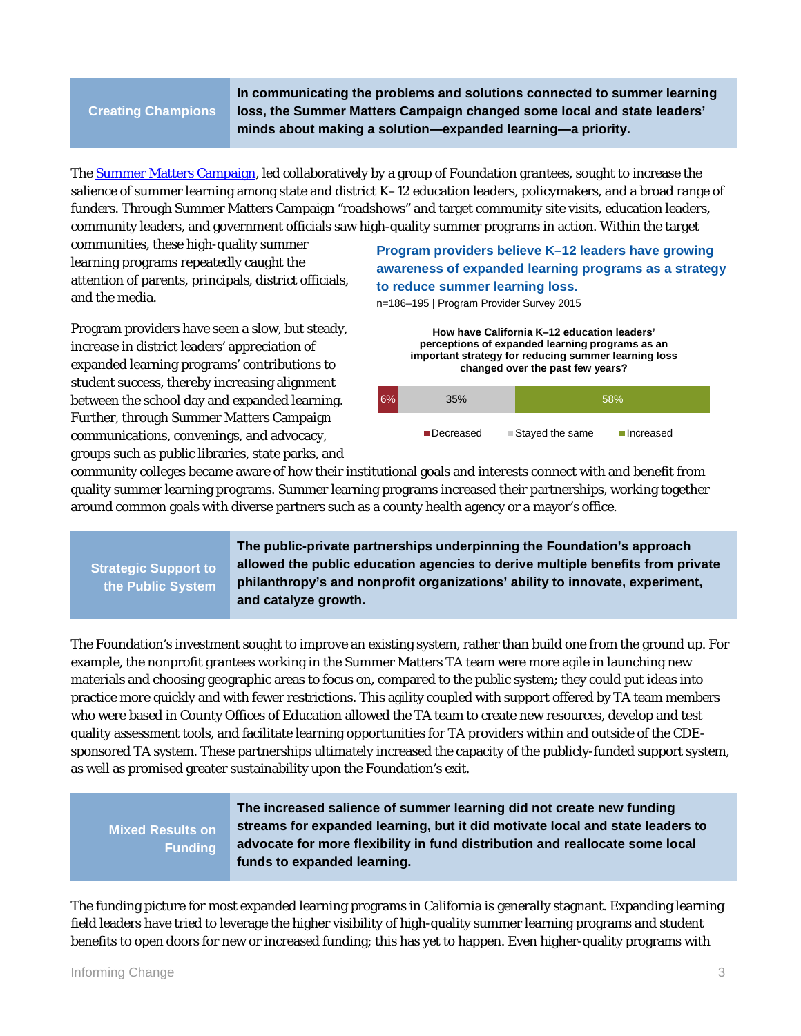**Creating Champions**

**In communicating the problems and solutions connected to summer learning loss, the Summer Matters Campaign changed some local and state leaders' minds about making a solution—expanded learning—a priority.**

The [Summer Matters Campaign](), led collaboratively by a group of Foundation grantees, sought to increase the salience of summer learning among state and district K–12 education leaders, policymakers, and a broad range of funders. Through Summer Matters Campaign "roadshows" and target community site visits, education leaders, community leaders, and government officials saw high-quality summer programs in action. Within the target communities, these high-quality summer learning programs repeatedly caught the attention of parents, principals, district officials, and the media.

Program providers have seen a slow, but steady, increase in district leaders' appreciation of expanded learning programs' contributions to student success, thereby increasing alignment between the school day and expanded learning. Further, through Summer Matters Campaign communications, convenings, and advocacy, groups such as public libraries, state parks, and community colleges became aware of how their institutional goals and interests connect with and benefit from quality summer learning programs. Summer learning programs increased their partnerships, working together around common goals with diverse partners such as a county health agency or a mayor's office.

**Program providers believe K–12 leaders have growing awareness of expanded learning programs as a strategy to reduce summer learning loss.**

n=186–195 | Program Provider Survey 2015

**How have California K–12 education leaders' perceptions of expanded learning programs as an important strategy for reducing summer learning loss changed over the past few years?**

6%
35%
58%

Decreased
Stayed the same
Increased

**Strategic Support to the Public System**

**The public-private partnerships underpinning the Foundation's approach allowed the public education agencies to derive multiple benefits from private philanthropy's and nonprofit organizations' ability to innovate, experiment, and catalyze growth.**

The Foundation's investment sought to improve an existing system, rather than build one from the ground up. For example, the nonprofit grantees working in the Summer Matters TA team were more agile in launching new materials and choosing geographic areas to focus on, compared to the public system; they could put ideas into practice more quickly and with fewer restrictions. This agility coupled with support offered by TA team members who were based in County Offices of Education allowed the TA team to create new resources, develop and test quality assessment tools, and facilitate learning opportunities for TA providers within and outside of the CDE-sponsored TA system. These partnerships ultimately increased the capacity of the publicly-funded support system, as well as promised greater sustainability upon the Foundation's exit.

**Mixed Results on Funding**

**The increased salience of summer learning did not create new funding streams for expanded learning, but it did motivate local and state leaders to advocate for more flexibility in fund distribution and reallocate some local funds to expanded learning.**

The funding picture for most expanded learning programs in California is generally stagnant. Expanding learning field leaders have tried to leverage the higher visibility of high-quality summer learning programs and student benefits to open doors for new or increased funding; this has yet to happen. Even higher-quality programs with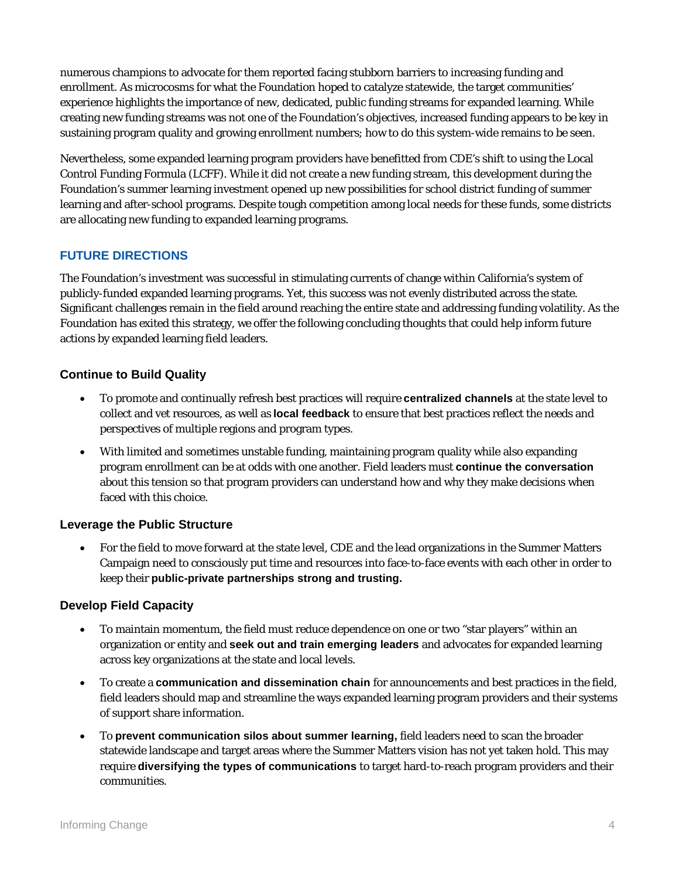numerous champions to advocate for them reported facing stubborn barriers to increasing funding and enrollment. As microcosms for what the Foundation hoped to catalyze statewide, the target communities' experience highlights the importance of new, dedicated, public funding streams for expanded learning. While creating new funding streams was not one of the Foundation's objectives, increased funding appears to be key in sustaining program quality and growing enrollment numbers; how to do this system-wide remains to be seen.

Nevertheless, some expanded learning program providers have benefitted from CDE's shift to using the Local Control Funding Formula (LCFF). While it did not create a new funding stream, this development during the Foundation's summer learning investment opened up new possibilities for school district funding of summer learning and after-school programs. Despite tough competition among local needs for these funds, some districts are allocating new funding to expanded learning programs.

## FUTURE DIRECTIONS

The Foundation's investment was successful in stimulating currents of change within California's system of publicly-funded expanded learning programs. Yet, this success was not evenly distributed across the state. Significant challenges remain in the field around reaching the entire state and addressing funding volatility. As the Foundation has exited this strategy, we offer the following concluding thoughts that could help inform future actions by expanded learning field leaders.

### Continue to Build Quality

- To promote and continually refresh best practices will require **centralized channels** at the state level to collect and vet resources, as well as **local feedback** to ensure that best practices reflect the needs and perspectives of multiple regions and program types.
- With limited and sometimes unstable funding, maintaining program quality while also expanding program enrollment can be at odds with one another. Field leaders must **continue the conversation** about this tension so that program providers can understand how and why they make decisions when faced with this choice.

### Leverage the Public Structure

- For the field to move forward at the state level, CDE and the lead organizations in the Summer Matters Campaign need to consciously put time and resources into face-to-face events with each other in order to keep their **public-private partnerships strong and trusting.**

### Develop Field Capacity

- To maintain momentum, the field must reduce dependence on one or two "star players" within an organization or entity and **seek out and train emerging leaders** and advocates for expanded learning across key organizations at the state and local levels.
- To create a **communication and dissemination chain** for announcements and best practices in the field, field leaders should map and streamline the ways expanded learning program providers and their systems of support share information.
- To **prevent communication silos about summer learning,** field leaders need to scan the broader statewide landscape and target areas where the Summer Matters vision has not yet taken hold. This may require **diversifying the types of communications** to target hard-to-reach program providers and their communities.